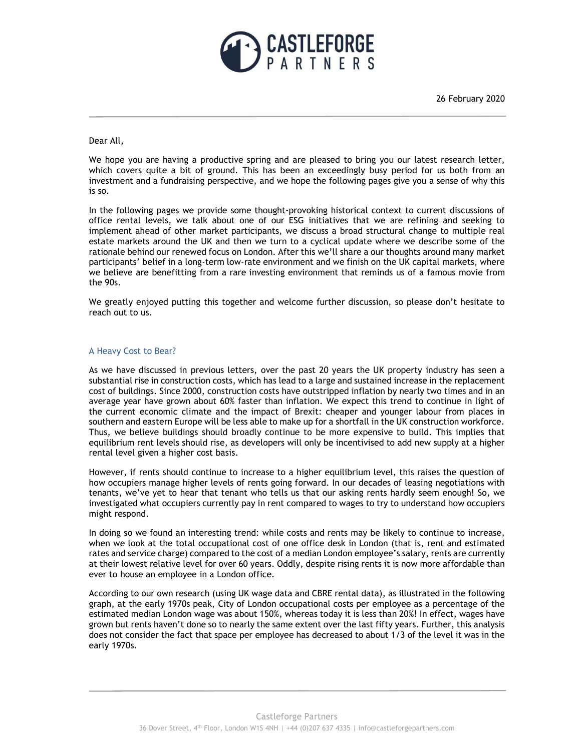# CASTLEFORGE PARTNERS

26 February 2020

Dear All,

We hope you are having a productive spring and are pleased to bring you our latest research letter, which covers quite a bit of ground. This has been an exceedingly busy period for us both from an investment and a fundraising perspective, and we hope the following pages give you a sense of why this is so.

In the following pages we provide some thought-provoking historical context to current discussions of office rental levels, we talk about one of our ESG initiatives that we are refining and seeking to implement ahead of other market participants, we discuss a broad structural change to multiple real estate markets around the UK and then we turn to a cyclical update where we describe some of the rationale behind our renewed focus on London. After this we'll share a our thoughts around many market participants' belief in a long-term low-rate environment and we finish on the UK capital markets, where we believe are benefitting from a rare investing environment that reminds us of a famous movie from the 90s.

We greatly enjoyed putting this together and welcome further discussion, so please don't hesitate to reach out to us.

## A Heavy Cost to Bear?

As we have discussed in previous letters, over the past 20 years the UK property industry has seen a substantial rise in construction costs, which has lead to a large and sustained increase in the replacement cost of buildings. Since 2000, construction costs have outstripped inflation by nearly two times and in an average year have grown about 60% faster than inflation. We expect this trend to continue in light of the current economic climate and the impact of Brexit: cheaper and younger labour from places in southern and eastern Europe will be less able to make up for a shortfall in the UK construction workforce. Thus, we believe buildings should broadly continue to be more expensive to build. This implies that equilibrium rent levels should rise, as developers will only be incentivised to add new supply at a higher rental level given a higher cost basis.

However, if rents should continue to increase to a higher equilibrium level, this raises the question of how occupiers manage higher levels of rents going forward. In our decades of leasing negotiations with tenants, we've yet to hear that tenant who tells us that our asking rents hardly seem enough! So, we investigated what occupiers currently pay in rent compared to wages to try to understand how occupiers might respond.

In doing so we found an interesting trend: while costs and rents may be likely to continue to increase, when we look at the total occupational cost of one office desk in London (that is, rent and estimated rates and service charge) compared to the cost of a median London employee's salary, rents are currently at their lowest relative level for over 60 years. Oddly, despite rising rents it is now more affordable than ever to house an employee in a London office.

According to our own research (using UK wage data and CBRE rental data), as illustrated in the following graph, at the early 1970s peak, City of London occupational costs per employee as a percentage of the estimated median London wage was about 150%, whereas today it is less than 20%! In effect, wages have grown but rents haven't done so to nearly the same extent over the last fifty years. Further, this analysis does not consider the fact that space per employee has decreased to about 1/3 of the level it was in the early 1970s.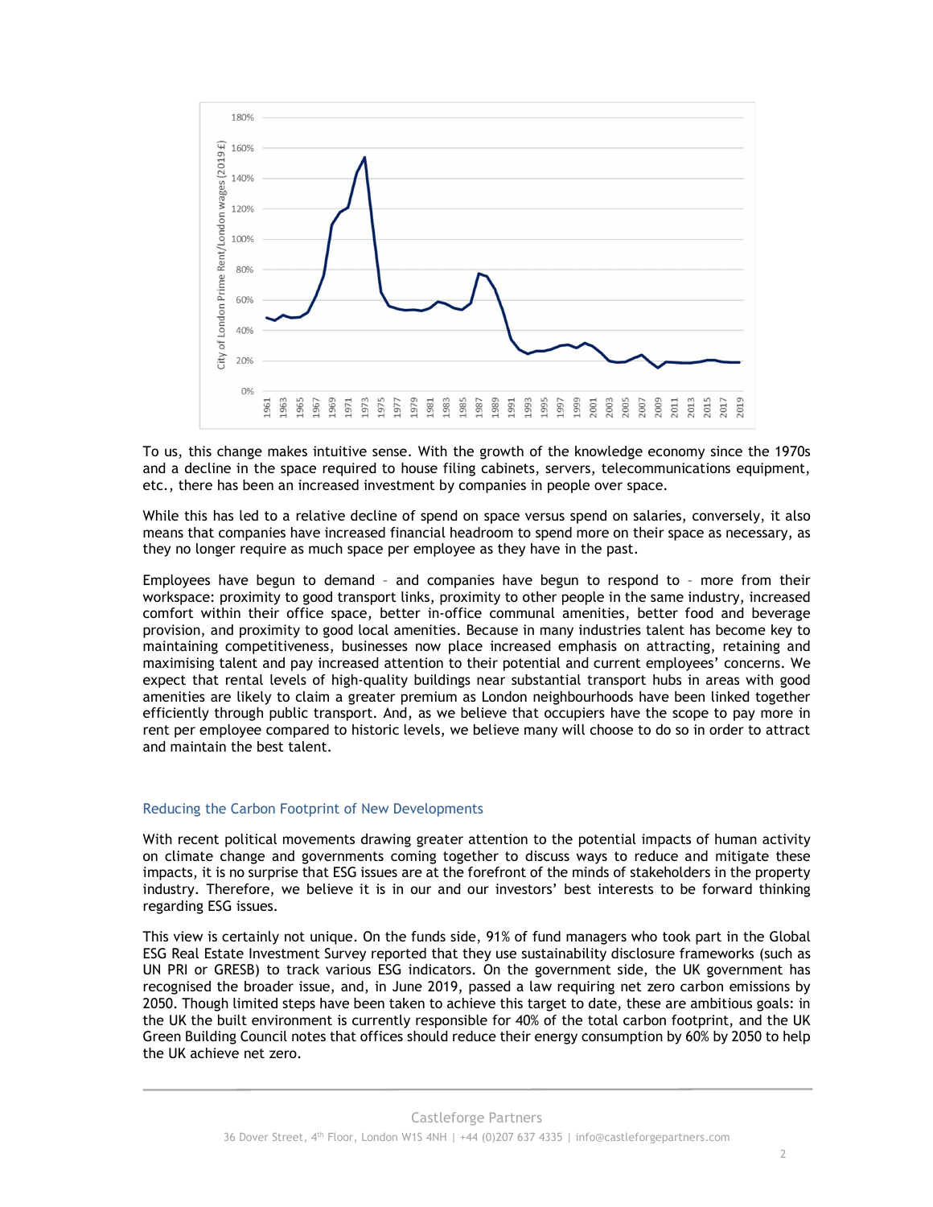To us, this change makes intuitive sense. With the growth of the knowledge economy since the 1970s and a decline in the space required to house filing cabinets, servers, telecommunications equipment, etc., there has been an increased investment by companies in people over space.

While this has led to a relative decline of spend on space versus spend on salaries, conversely, it also means that companies have increased financial headroom to spend more on their space as necessary, as they no longer require as much space per employee as they have in the past.

Employees have begun to demand – and companies have begun to respond to – more from their workspace: proximity to good transport links, proximity to other people in the same industry, increased comfort within their office space, better in-office communal amenities, better food and beverage provision, and proximity to good local amenities. Because in many industries talent has become key to maintaining competitiveness, businesses now place increased emphasis on attracting, retaining and maximising talent and pay increased attention to their potential and current employees' concerns. We expect that rental levels of high-quality buildings near substantial transport hubs in areas with good amenities are likely to claim a greater premium as London neighbourhoods have been linked together efficiently through public transport. And, as we believe that occupiers have the scope to pay more in rent per employee compared to historic levels, we believe many will choose to do so in order to attract and maintain the best talent.

## Reducing the Carbon Footprint of New Developments

With recent political movements drawing greater attention to the potential impacts of human activity on climate change and governments coming together to discuss ways to reduce and mitigate these impacts, it is no surprise that ESG issues are at the forefront of the minds of stakeholders in the property industry. Therefore, we believe it is in our and our investors' best interests to be forward thinking regarding ESG issues.

This view is certainly not unique. On the funds side, 91% of fund managers who took part in the Global ESG Real Estate Investment Survey reported that they use sustainability disclosure frameworks (such as UN PRI or GRESB) to track various ESG indicators. On the government side, the UK government has recognised the broader issue, and, in June 2019, passed a law requiring net zero carbon emissions by 2050. Though limited steps have been taken to achieve this target to date, these are ambitious goals: in the UK the built environment is currently responsible for 40% of the total carbon footprint, and the UK Green Building Council notes that offices should reduce their energy consumption by 60% by 2050 to help the UK achieve net zero.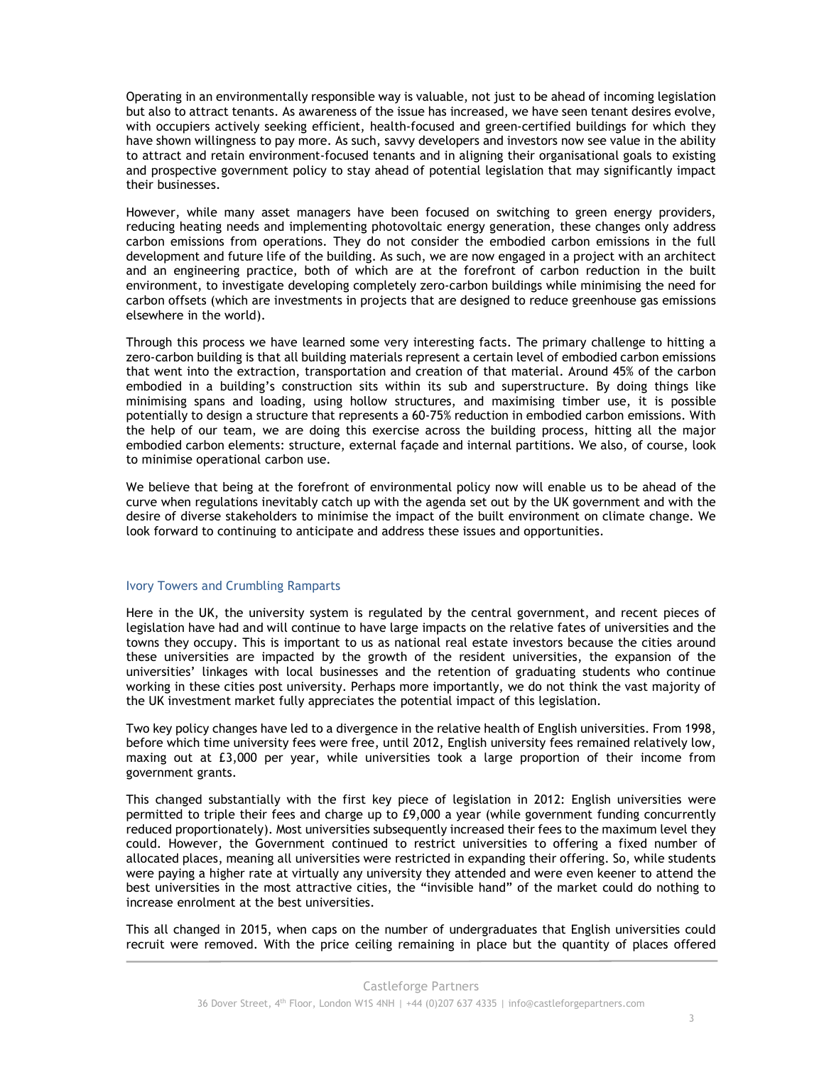Operating in an environmentally responsible way is valuable, not just to be ahead of incoming legislation but also to attract tenants. As awareness of the issue has increased, we have seen tenant desires evolve, with occupiers actively seeking efficient, health-focused and green-certified buildings for which they have shown willingness to pay more. As such, savvy developers and investors now see value in the ability to attract and retain environment-focused tenants and in aligning their organisational goals to existing and prospective government policy to stay ahead of potential legislation that may significantly impact their businesses.

However, while many asset managers have been focused on switching to green energy providers, reducing heating needs and implementing photovoltaic energy generation, these changes only address carbon emissions from operations. They do not consider the embodied carbon emissions in the full development and future life of the building. As such, we are now engaged in a project with an architect and an engineering practice, both of which are at the forefront of carbon reduction in the built environment, to investigate developing completely zero-carbon buildings while minimising the need for carbon offsets (which are investments in projects that are designed to reduce greenhouse gas emissions elsewhere in the world).

Through this process we have learned some very interesting facts. The primary challenge to hitting a zero-carbon building is that all building materials represent a certain level of embodied carbon emissions that went into the extraction, transportation and creation of that material. Around 45% of the carbon embodied in a building's construction sits within its sub and superstructure. By doing things like minimising spans and loading, using hollow structures, and maximising timber use, it is possible potentially to design a structure that represents a 60-75% reduction in embodied carbon emissions. With the help of our team, we are doing this exercise across the building process, hitting all the major embodied carbon elements: structure, external façade and internal partitions. We also, of course, look to minimise operational carbon use.

We believe that being at the forefront of environmental policy now will enable us to be ahead of the curve when regulations inevitably catch up with the agenda set out by the UK government and with the desire of diverse stakeholders to minimise the impact of the built environment on climate change. We look forward to continuing to anticipate and address these issues and opportunities.

## Ivory Towers and Crumbling Ramparts

Here in the UK, the university system is regulated by the central government, and recent pieces of legislation have had and will continue to have large impacts on the relative fates of universities and the towns they occupy. This is important to us as national real estate investors because the cities around these universities are impacted by the growth of the resident universities, the expansion of the universities' linkages with local businesses and the retention of graduating students who continue working in these cities post university. Perhaps more importantly, we do not think the vast majority of the UK investment market fully appreciates the potential impact of this legislation.

Two key policy changes have led to a divergence in the relative health of English universities. From 1998, before which time university fees were free, until 2012, English university fees remained relatively low, maxing out at £3,000 per year, while universities took a large proportion of their income from government grants.

This changed substantially with the first key piece of legislation in 2012: English universities were permitted to triple their fees and charge up to £9,000 a year (while government funding concurrently reduced proportionately). Most universities subsequently increased their fees to the maximum level they could. However, the Government continued to restrict universities to offering a fixed number of allocated places, meaning all universities were restricted in expanding their offering. So, while students were paying a higher rate at virtually any university they attended and were even keener to attend the best universities in the most attractive cities, the "invisible hand" of the market could do nothing to increase enrolment at the best universities.

This all changed in 2015, when caps on the number of undergraduates that English universities could recruit were removed. With the price ceiling remaining in place but the quantity of places offered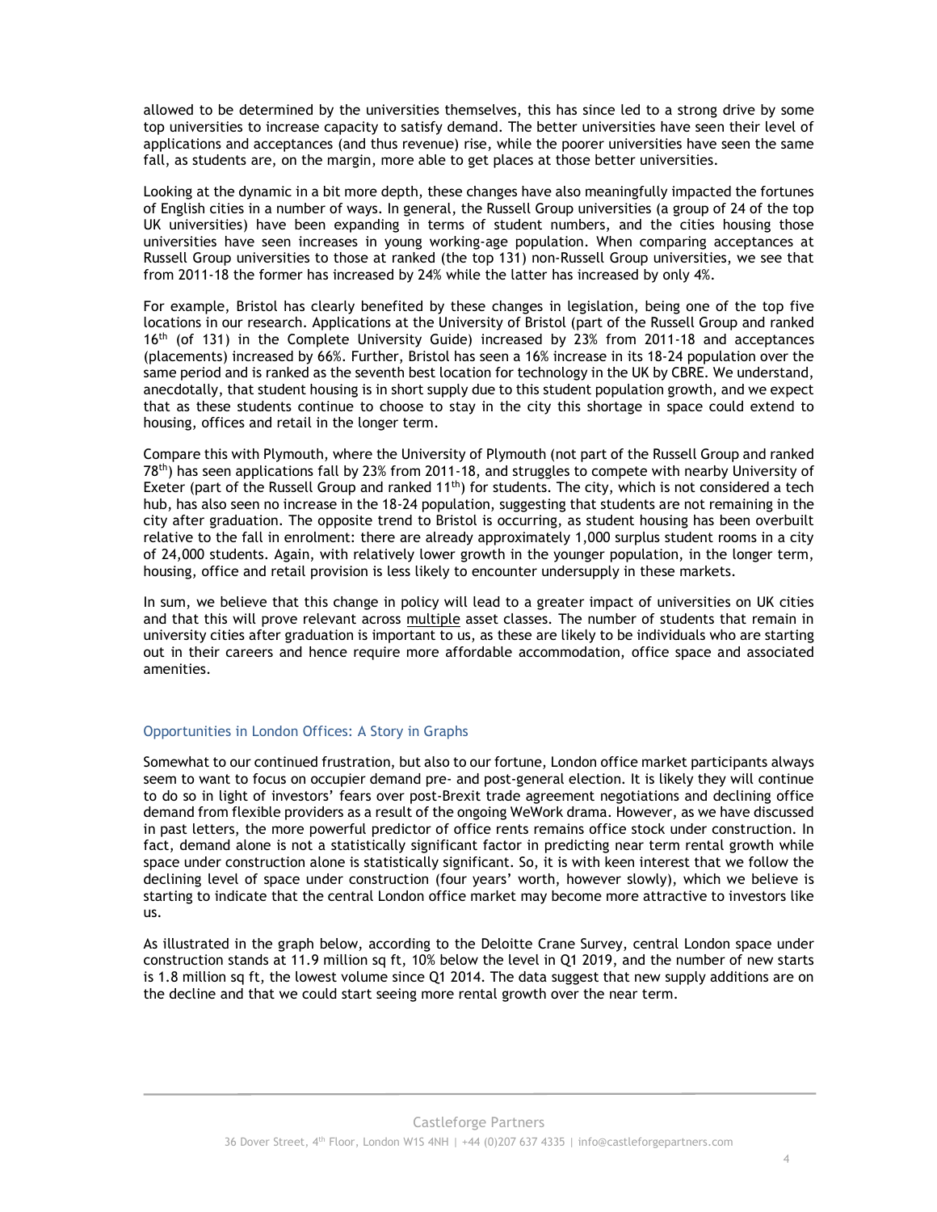allowed to be determined by the universities themselves, this has since led to a strong drive by some top universities to increase capacity to satisfy demand. The better universities have seen their level of applications and acceptances (and thus revenue) rise, while the poorer universities have seen the same fall, as students are, on the margin, more able to get places at those better universities.

Looking at the dynamic in a bit more depth, these changes have also meaningfully impacted the fortunes of English cities in a number of ways. In general, the Russell Group universities (a group of 24 of the top UK universities) have been expanding in terms of student numbers, and the cities housing those universities have seen increases in young working-age population. When comparing acceptances at Russell Group universities to those at ranked (the top 131) non-Russell Group universities, we see that from 2011-18 the former has increased by 24% while the latter has increased by only 4%.

For example, Bristol has clearly benefited by these changes in legislation, being one of the top five locations in our research. Applications at the University of Bristol (part of the Russell Group and ranked 16th (of 131) in the Complete University Guide) increased by 23% from 2011-18 and acceptances (placements) increased by 66%. Further, Bristol has seen a 16% increase in its 18-24 population over the same period and is ranked as the seventh best location for technology in the UK by CBRE. We understand, anecdotally, that student housing is in short supply due to this student population growth, and we expect that as these students continue to choose to stay in the city this shortage in space could extend to housing, offices and retail in the longer term.

Compare this with Plymouth, where the University of Plymouth (not part of the Russell Group and ranked 78th) has seen applications fall by 23% from 2011-18, and struggles to compete with nearby University of Exeter (part of the Russell Group and ranked 11th) for students. The city, which is not considered a tech hub, has also seen no increase in the 18-24 population, suggesting that students are not remaining in the city after graduation. The opposite trend to Bristol is occurring, as student housing has been overbuilt relative to the fall in enrolment: there are already approximately 1,000 surplus student rooms in a city of 24,000 students. Again, with relatively lower growth in the younger population, in the longer term, housing, office and retail provision is less likely to encounter undersupply in these markets.

In sum, we believe that this change in policy will lead to a greater impact of universities on UK cities and that this will prove relevant across multiple asset classes. The number of students that remain in university cities after graduation is important to us, as these are likely to be individuals who are starting out in their careers and hence require more affordable accommodation, office space and associated amenities.

## Opportunities in London Offices: A Story in Graphs

Somewhat to our continued frustration, but also to our fortune, London office market participants always seem to want to focus on occupier demand pre- and post-general election. It is likely they will continue to do so in light of investors' fears over post-Brexit trade agreement negotiations and declining office demand from flexible providers as a result of the ongoing WeWork drama. However, as we have discussed in past letters, the more powerful predictor of office rents remains office stock under construction. In fact, demand alone is not a statistically significant factor in predicting near term rental growth while space under construction alone is statistically significant. So, it is with keen interest that we follow the declining level of space under construction (four years' worth, however slowly), which we believe is starting to indicate that the central London office market may become more attractive to investors like us.

As illustrated in the graph below, according to the Deloitte Crane Survey, central London space under construction stands at 11.9 million sq ft, 10% below the level in Q1 2019, and the number of new starts is 1.8 million sq ft, the lowest volume since Q1 2014. The data suggest that new supply additions are on the decline and that we could start seeing more rental growth over the near term.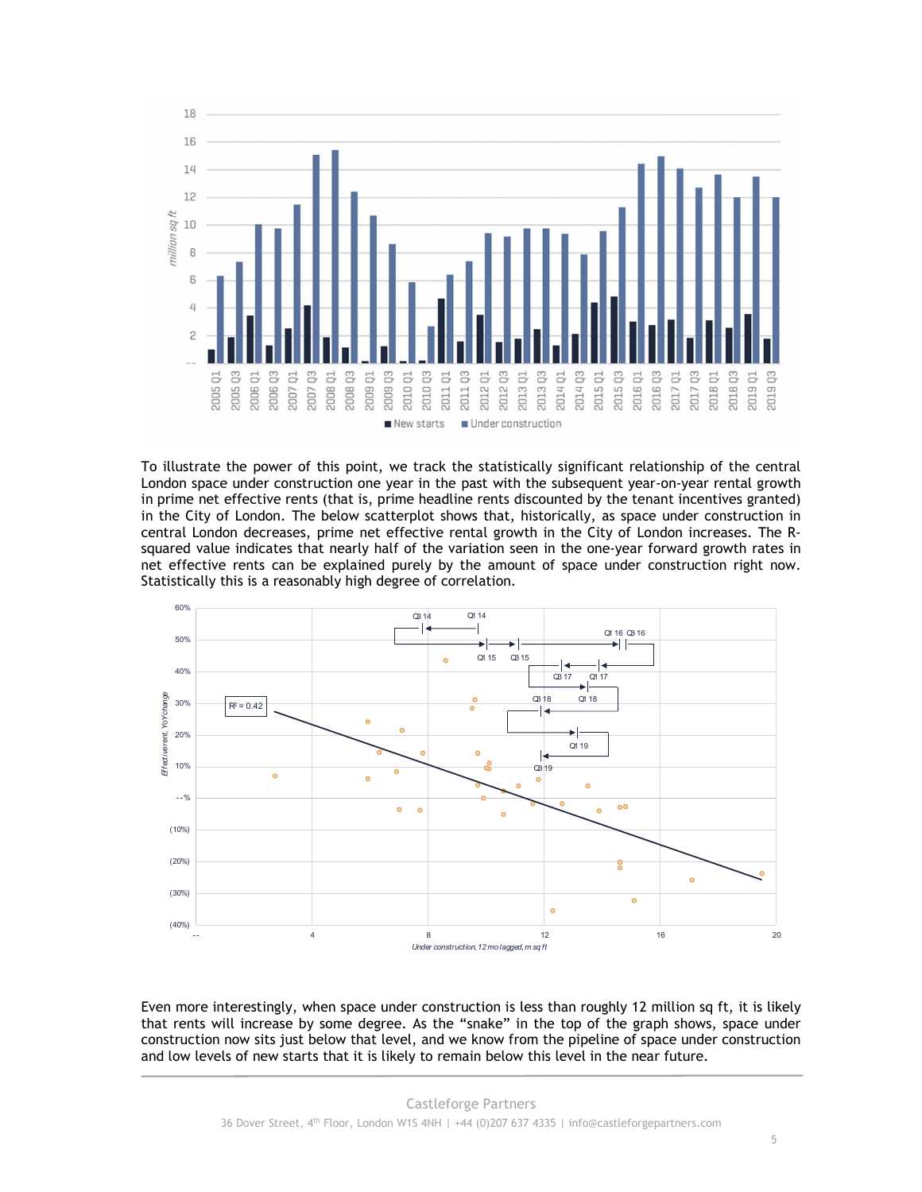To illustrate the power of this point, we track the statistically significant relationship of the central London space under construction one year in the past with the subsequent year-on-year rental growth in prime net effective rents (that is, prime headline rents discounted by the tenant incentives granted) in the City of London. The below scatterplot shows that, historically, as space under construction in central London decreases, prime net effective rental growth in the City of London increases. The R-squared value indicates that nearly half of the variation seen in the one-year forward growth rates in net effective rents can be explained purely by the amount of space under construction right now. Statistically this is a reasonably high degree of correlation.

Even more interestingly, when space under construction is less than roughly 12 million sq ft, it is likely that rents will increase by some degree. As the "snake" in the top of the graph shows, space under construction now sits just below that level, and we know from the pipeline of space under construction and low levels of new starts that it is likely to remain below this level in the near future.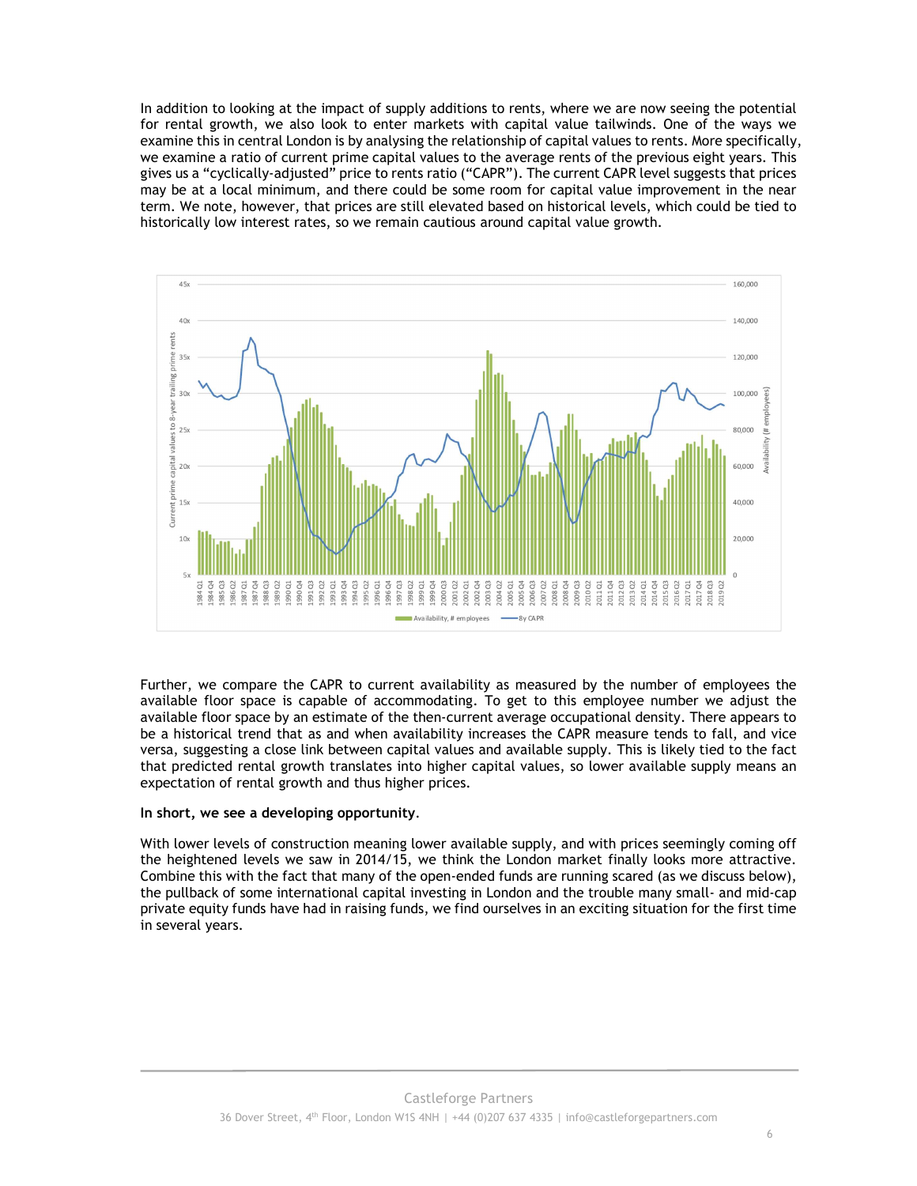In addition to looking at the impact of supply additions to rents, where we are now seeing the potential for rental growth, we also look to enter markets with capital value tailwinds. One of the ways we examine this in central London is by analysing the relationship of capital values to rents. More specifically, we examine a ratio of current prime capital values to the average rents of the previous eight years. This gives us a "cyclically-adjusted" price to rents ratio ("CAPR"). The current CAPR level suggests that prices may be at a local minimum, and there could be some room for capital value improvement in the near term. We note, however, that prices are still elevated based on historical levels, which could be tied to historically low interest rates, so we remain cautious around capital value growth.

Further, we compare the CAPR to current availability as measured by the number of employees the available floor space is capable of accommodating. To get to this employee number we adjust the available floor space by an estimate of the then-current average occupational density. There appears to be a historical trend that as and when availability increases the CAPR measure tends to fall, and vice versa, suggesting a close link between capital values and available supply. This is likely tied to the fact that predicted rental growth translates into higher capital values, so lower available supply means an expectation of rental growth and thus higher prices.

**In short, we see a developing opportunity.**

With lower levels of construction meaning lower available supply, and with prices seemingly coming off the heightened levels we saw in 2014/15, we think the London market finally looks more attractive. Combine this with the fact that many of the open-ended funds are running scared (as we discuss below), the pullback of some international capital investing in London and the trouble many small- and mid-cap private equity funds have had in raising funds, we find ourselves in an exciting situation for the first time in several years.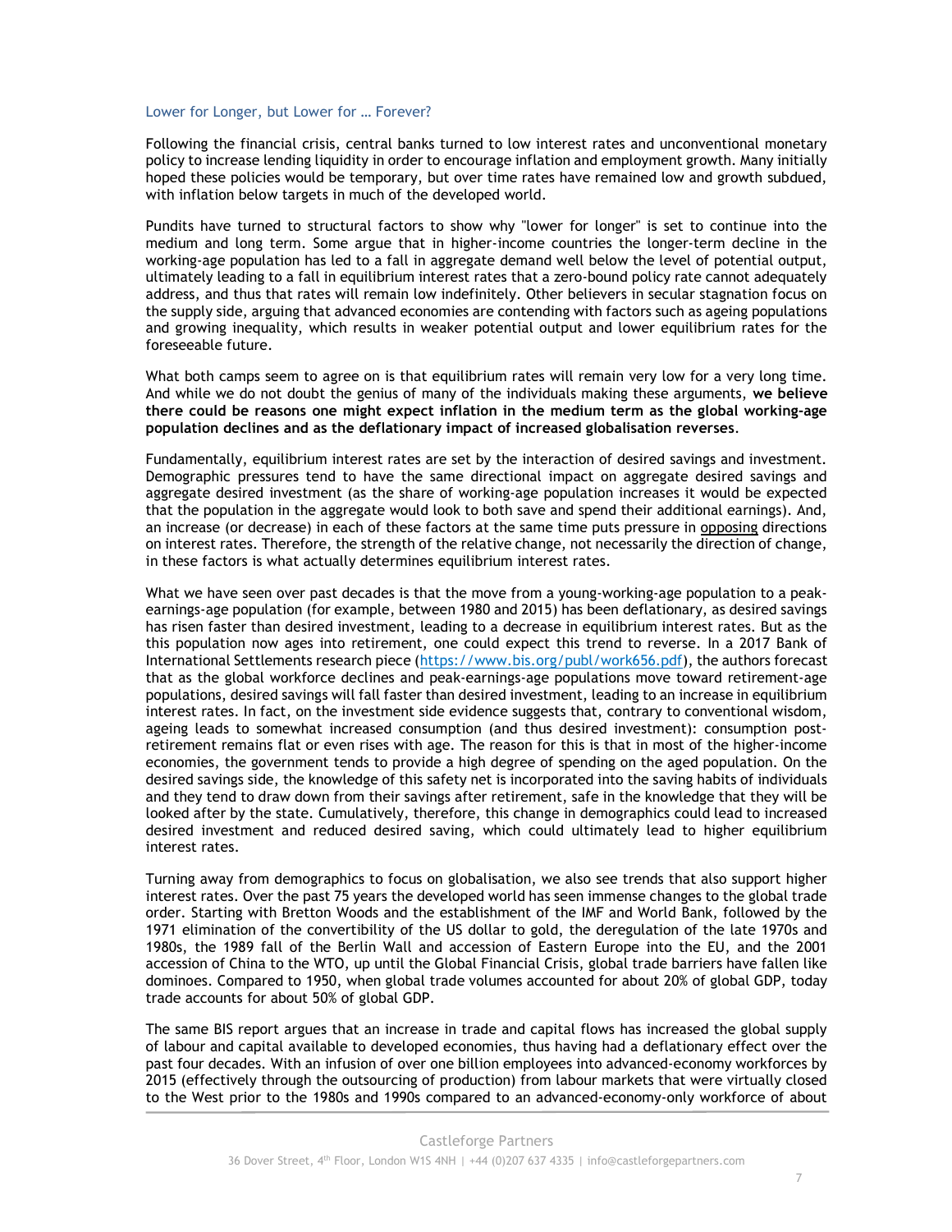## Lower for Longer, but Lower for … Forever?

Following the financial crisis, central banks turned to low interest rates and unconventional monetary policy to increase lending liquidity in order to encourage inflation and employment growth. Many initially hoped these policies would be temporary, but over time rates have remained low and growth subdued, with inflation below targets in much of the developed world.

Pundits have turned to structural factors to show why "lower for longer" is set to continue into the medium and long term. Some argue that in higher-income countries the longer-term decline in the working-age population has led to a fall in aggregate demand well below the level of potential output, ultimately leading to a fall in equilibrium interest rates that a zero-bound policy rate cannot adequately address, and thus that rates will remain low indefinitely. Other believers in secular stagnation focus on the supply side, arguing that advanced economies are contending with factors such as ageing populations and growing inequality, which results in weaker potential output and lower equilibrium rates for the foreseeable future.

What both camps seem to agree on is that equilibrium rates will remain very low for a very long time. And while we do not doubt the genius of many of the individuals making these arguments, **we believe there could be reasons one might expect inflation in the medium term as the global working-age population declines and as the deflationary impact of increased globalisation reverses**.

Fundamentally, equilibrium interest rates are set by the interaction of desired savings and investment. Demographic pressures tend to have the same directional impact on aggregate desired savings and aggregate desired investment (as the share of working-age population increases it would be expected that the population in the aggregate would look to both save and spend their additional earnings). And, an increase (or decrease) in each of these factors at the same time puts pressure in opposing directions on interest rates. Therefore, the strength of the relative change, not necessarily the direction of change, in these factors is what actually determines equilibrium interest rates.

What we have seen over past decades is that the move from a young-working-age population to a peak-earnings-age population (for example, between 1980 and 2015) has been deflationary, as desired savings has risen faster than desired investment, leading to a decrease in equilibrium interest rates. But as the this population now ages into retirement, one could expect this trend to reverse. In a 2017 Bank of International Settlements research piece (https://www.bis.org/publ/work656.pdf), the authors forecast that as the global workforce declines and peak-earnings-age populations move toward retirement-age populations, desired savings will fall faster than desired investment, leading to an increase in equilibrium interest rates. In fact, on the investment side evidence suggests that, contrary to conventional wisdom, ageing leads to somewhat increased consumption (and thus desired investment): consumption post-retirement remains flat or even rises with age. The reason for this is that in most of the higher-income economies, the government tends to provide a high degree of spending on the aged population. On the desired savings side, the knowledge of this safety net is incorporated into the saving habits of individuals and they tend to draw down from their savings after retirement, safe in the knowledge that they will be looked after by the state. Cumulatively, therefore, this change in demographics could lead to increased desired investment and reduced desired saving, which could ultimately lead to higher equilibrium interest rates.

Turning away from demographics to focus on globalisation, we also see trends that also support higher interest rates. Over the past 75 years the developed world has seen immense changes to the global trade order. Starting with Bretton Woods and the establishment of the IMF and World Bank, followed by the 1971 elimination of the convertibility of the US dollar to gold, the deregulation of the late 1970s and 1980s, the 1989 fall of the Berlin Wall and accession of Eastern Europe into the EU, and the 2001 accession of China to the WTO, up until the Global Financial Crisis, global trade barriers have fallen like dominoes. Compared to 1950, when global trade volumes accounted for about 20% of global GDP, today trade accounts for about 50% of global GDP.

The same BIS report argues that an increase in trade and capital flows has increased the global supply of labour and capital available to developed economies, thus having had a deflationary effect over the past four decades. With an infusion of over one billion employees into advanced-economy workforces by 2015 (effectively through the outsourcing of production) from labour markets that were virtually closed to the West prior to the 1980s and 1990s compared to an advanced-economy-only workforce of about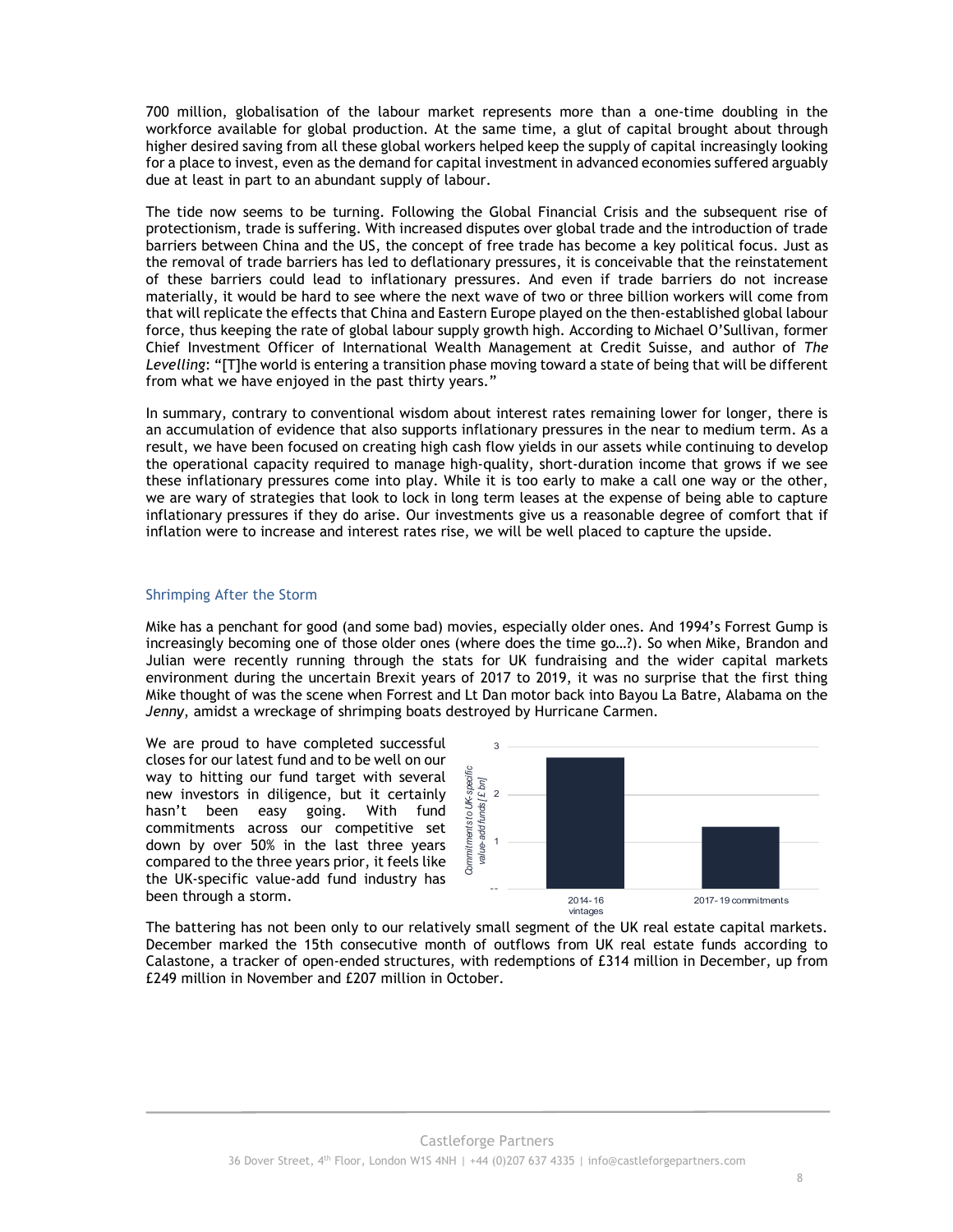700 million, globalisation of the labour market represents more than a one-time doubling in the workforce available for global production. At the same time, a glut of capital brought about through higher desired saving from all these global workers helped keep the supply of capital increasingly looking for a place to invest, even as the demand for capital investment in advanced economies suffered arguably due at least in part to an abundant supply of labour.

The tide now seems to be turning. Following the Global Financial Crisis and the subsequent rise of protectionism, trade is suffering. With increased disputes over global trade and the introduction of trade barriers between China and the US, the concept of free trade has become a key political focus. Just as the removal of trade barriers has led to deflationary pressures, it is conceivable that the reinstatement of these barriers could lead to inflationary pressures. And even if trade barriers do not increase materially, it would be hard to see where the next wave of two or three billion workers will come from that will replicate the effects that China and Eastern Europe played on the then-established global labour force, thus keeping the rate of global labour supply growth high. According to Michael O'Sullivan, former Chief Investment Officer of International Wealth Management at Credit Suisse, and author of *The Levelling*: "[T]he world is entering a transition phase moving toward a state of being that will be different from what we have enjoyed in the past thirty years."

In summary, contrary to conventional wisdom about interest rates remaining lower for longer, there is an accumulation of evidence that also supports inflationary pressures in the near to medium term. As a result, we have been focused on creating high cash flow yields in our assets while continuing to develop the operational capacity required to manage high-quality, short-duration income that grows if we see these inflationary pressures come into play. While it is too early to make a call one way or the other, we are wary of strategies that look to lock in long term leases at the expense of being able to capture inflationary pressures if they do arise. Our investments give us a reasonable degree of comfort that if inflation were to increase and interest rates rise, we will be well placed to capture the upside.

## Shrimping After the Storm

Mike has a penchant for good (and some bad) movies, especially older ones. And 1994's Forrest Gump is increasingly becoming one of those older ones (where does the time go…?). So when Mike, Brandon and Julian were recently running through the stats for UK fundraising and the wider capital markets environment during the uncertain Brexit years of 2017 to 2019, it was no surprise that the first thing Mike thought of was the scene when Forrest and Lt Dan motor back into Bayou La Batre, Alabama on the *Jenny*, amidst a wreckage of shrimping boats destroyed by Hurricane Carmen.

We are proud to have completed successful closes for our latest fund and to be well on our way to hitting our fund target with several new investors in diligence, but it certainly hasn't been easy going. With fund commitments across our competitive set down by over 50% in the last three years compared to the three years prior, it feels like the UK-specific value-add fund industry has been through a storm.

The battering has not been only to our relatively small segment of the UK real estate capital markets. December marked the 15th consecutive month of outflows from UK real estate funds according to Calastone, a tracker of open-ended structures, with redemptions of £314 million in December, up from £249 million in November and £207 million in October.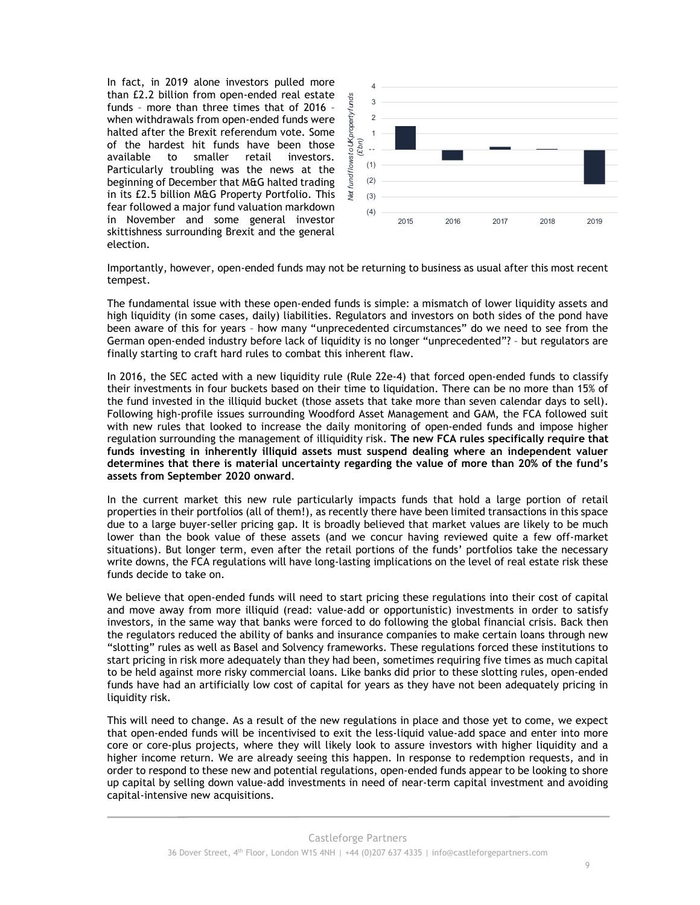In fact, in 2019 alone investors pulled more than £2.2 billion from open-ended real estate funds – more than three times that of 2016 – when withdrawals from open-ended funds were halted after the Brexit referendum vote. Some of the hardest hit funds have been those available to smaller retail investors. Particularly troubling was the news at the beginning of December that M&G halted trading in its £2.5 billion M&G Property Portfolio. This fear followed a major fund valuation markdown in November and some general investor skittishness surrounding Brexit and the general election.

Importantly, however, open-ended funds may not be returning to business as usual after this most recent tempest.

The fundamental issue with these open-ended funds is simple: a mismatch of lower liquidity assets and high liquidity (in some cases, daily) liabilities. Regulators and investors on both sides of the pond have been aware of this for years – how many "unprecedented circumstances" do we need to see from the German open-ended industry before lack of liquidity is no longer "unprecedented"? – but regulators are finally starting to craft hard rules to combat this inherent flaw.

In 2016, the SEC acted with a new liquidity rule (Rule 22e-4) that forced open-ended funds to classify their investments in four buckets based on their time to liquidation. There can be no more than 15% of the fund invested in the illiquid bucket (those assets that take more than seven calendar days to sell). Following high-profile issues surrounding Woodford Asset Management and GAM, the FCA followed suit with new rules that looked to increase the daily monitoring of open-ended funds and impose higher regulation surrounding the management of illiquidity risk. **The new FCA rules specifically require that funds investing in inherently illiquid assets must suspend dealing where an independent valuer determines that there is material uncertainty regarding the value of more than 20% of the fund's assets from September 2020 onward**.

In the current market this new rule particularly impacts funds that hold a large portion of retail properties in their portfolios (all of them!), as recently there have been limited transactions in this space due to a large buyer-seller pricing gap. It is broadly believed that market values are likely to be much lower than the book value of these assets (and we concur having reviewed quite a few off-market situations). But longer term, even after the retail portions of the funds' portfolios take the necessary write downs, the FCA regulations will have long-lasting implications on the level of real estate risk these funds decide to take on.

We believe that open-ended funds will need to start pricing these regulations into their cost of capital and move away from more illiquid (read: value-add or opportunistic) investments in order to satisfy investors, in the same way that banks were forced to do following the global financial crisis. Back then the regulators reduced the ability of banks and insurance companies to make certain loans through new "slotting" rules as well as Basel and Solvency frameworks. These regulations forced these institutions to start pricing in risk more adequately than they had been, sometimes requiring five times as much capital to be held against more risky commercial loans. Like banks did prior to these slotting rules, open-ended funds have had an artificially low cost of capital for years as they have not been adequately pricing in liquidity risk.

This will need to change. As a result of the new regulations in place and those yet to come, we expect that open-ended funds will be incentivised to exit the less-liquid value-add space and enter into more core or core-plus projects, where they will likely look to assure investors with higher liquidity and a higher income return. We are already seeing this happen. In response to redemption requests, and in order to respond to these new and potential regulations, open-ended funds appear to be looking to shore up capital by selling down value-add investments in need of near-term capital investment and avoiding capital-intensive new acquisitions.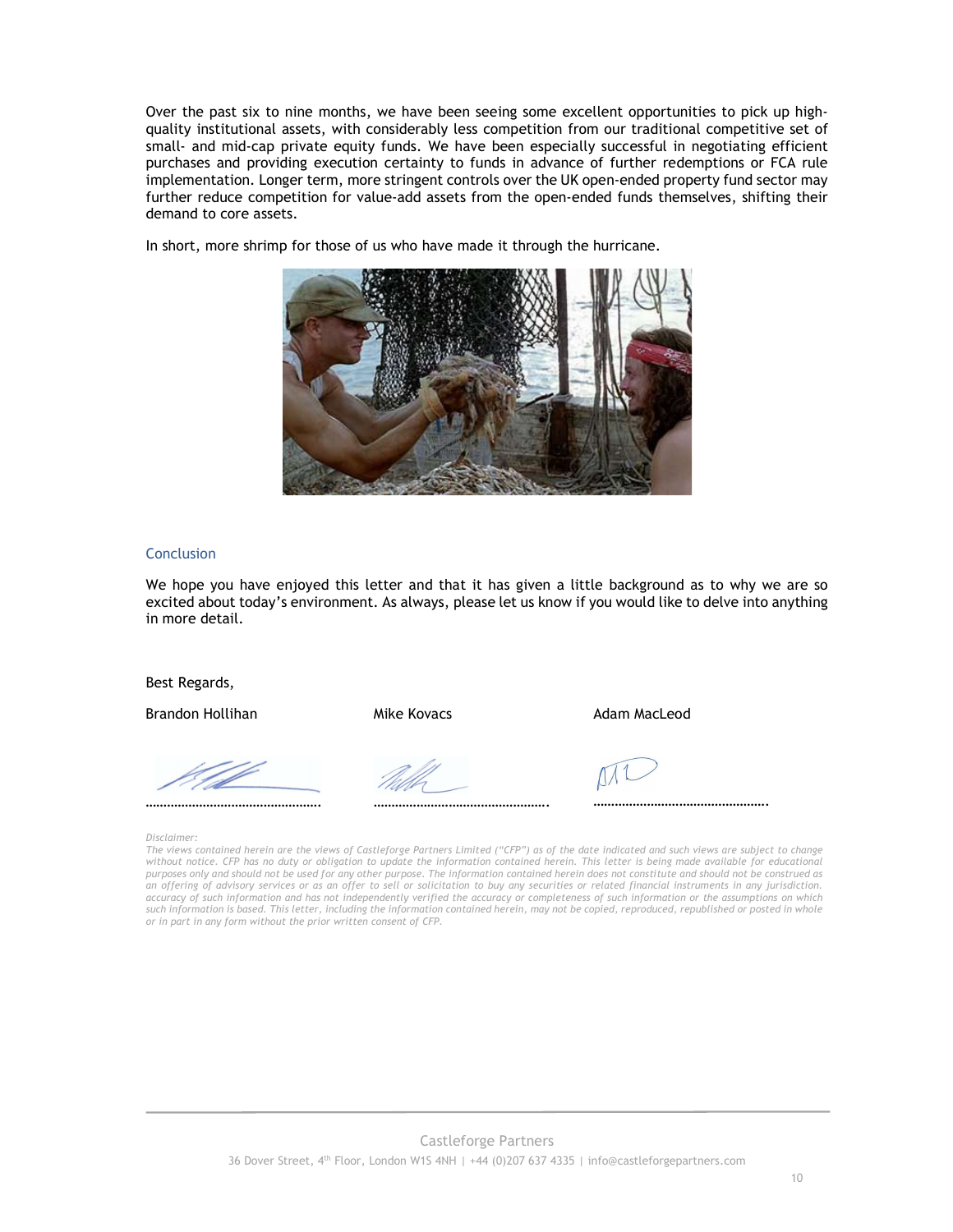Over the past six to nine months, we have been seeing some excellent opportunities to pick up high-quality institutional assets, with considerably less competition from our traditional competitive set of small- and mid-cap private equity funds. We have been especially successful in negotiating efficient purchases and providing execution certainty to funds in advance of further redemptions or FCA rule implementation. Longer term, more stringent controls over the UK open-ended property fund sector may further reduce competition for value-add assets from the open-ended funds themselves, shifting their demand to core assets.

In short, more shrimp for those of us who have made it through the hurricane.

## Conclusion

We hope you have enjoyed this letter and that it has given a little background as to why we are so excited about today's environment. As always, please let us know if you would like to delve into anything in more detail.

Best Regards,

Brandon Hollihan

Mike Kovacs

Adam MacLeod

*Disclaimer:*
*The views contained herein are the views of Castleforge Partners Limited ("CFP") as of the date indicated and such views are subject to change without notice. CFP has no duty or obligation to update the information contained herein. This letter is being made available for educational purposes only and should not be used for any other purpose. The information contained herein does not constitute and should not be construed as an offering of advisory services or as an offer to sell or solicitation to buy any securities or related financial instruments in any jurisdiction. accuracy of such information and has not independently verified the accuracy or completeness of such information or the assumptions on which such information is based. This letter, including the information contained herein, may not be copied, reproduced, republished or posted in whole or in part in any form without the prior written consent of CFP.*

Castleforge Partners
36 Dover Street, 4th Floor, London W1S 4NH | +44 (0)207 637 4335 | info@castleforgepartners.com